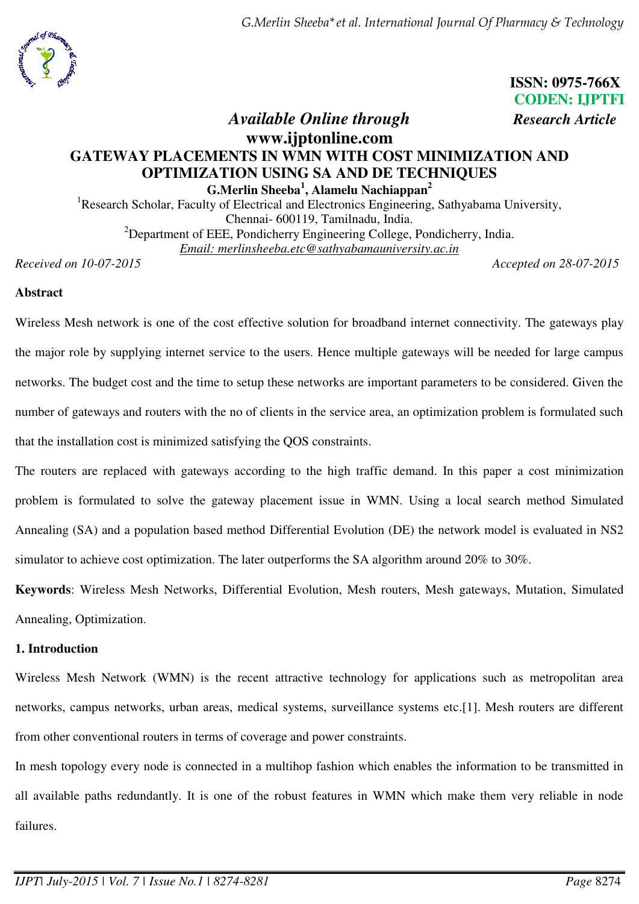ISSN: 0975-766X
CODEN: IJPTFI

*Available Online through* **www.ijptonline.com** *Research Article*

# GATEWAY PLACEMENTS IN WMN WITH COST MINIMIZATION AND OPTIMIZATION USING SA AND DE TECHNIQUES

**G.Merlin Sheeba[1], Alamelu Nachiappan[2]**

[1]Research Scholar, Faculty of Electrical and Electronics Engineering, Sathyabama University, Chennai- 600119, Tamilnadu, India.
[2]Department of EEE, Pondicherry Engineering College, Pondicherry, India.
Email: merlinsheeba.etc@sathyabamauniversity.ac.in

*Received on 10-07-2015* *Accepted on 28-07-2015*

**Abstract**

Wireless Mesh network is one of the cost effective solution for broadband internet connectivity. The gateways play the major role by supplying internet service to the users. Hence multiple gateways will be needed for large campus networks. The budget cost and the time to setup these networks are important parameters to be considered. Given the number of gateways and routers with the no of clients in the service area, an optimization problem is formulated such that the installation cost is minimized satisfying the QOS constraints.

The routers are replaced with gateways according to the high traffic demand. In this paper a cost minimization problem is formulated to solve the gateway placement issue in WMN. Using a local search method Simulated Annealing (SA) and a population based method Differential Evolution (DE) the network model is evaluated in NS2 simulator to achieve cost optimization. The later outperforms the SA algorithm around 20% to 30%.

**Keywords**: Wireless Mesh Networks, Differential Evolution, Mesh routers, Mesh gateways, Mutation, Simulated Annealing, Optimization.

## 1. Introduction

Wireless Mesh Network (WMN) is the recent attractive technology for applications such as metropolitan area networks, campus networks, urban areas, medical systems, surveillance systems etc.[1]. Mesh routers are different from other conventional routers in terms of coverage and power constraints.

In mesh topology every node is connected in a multihop fashion which enables the information to be transmitted in all available paths redundantly. It is one of the robust features in WMN which make them very reliable in node failures.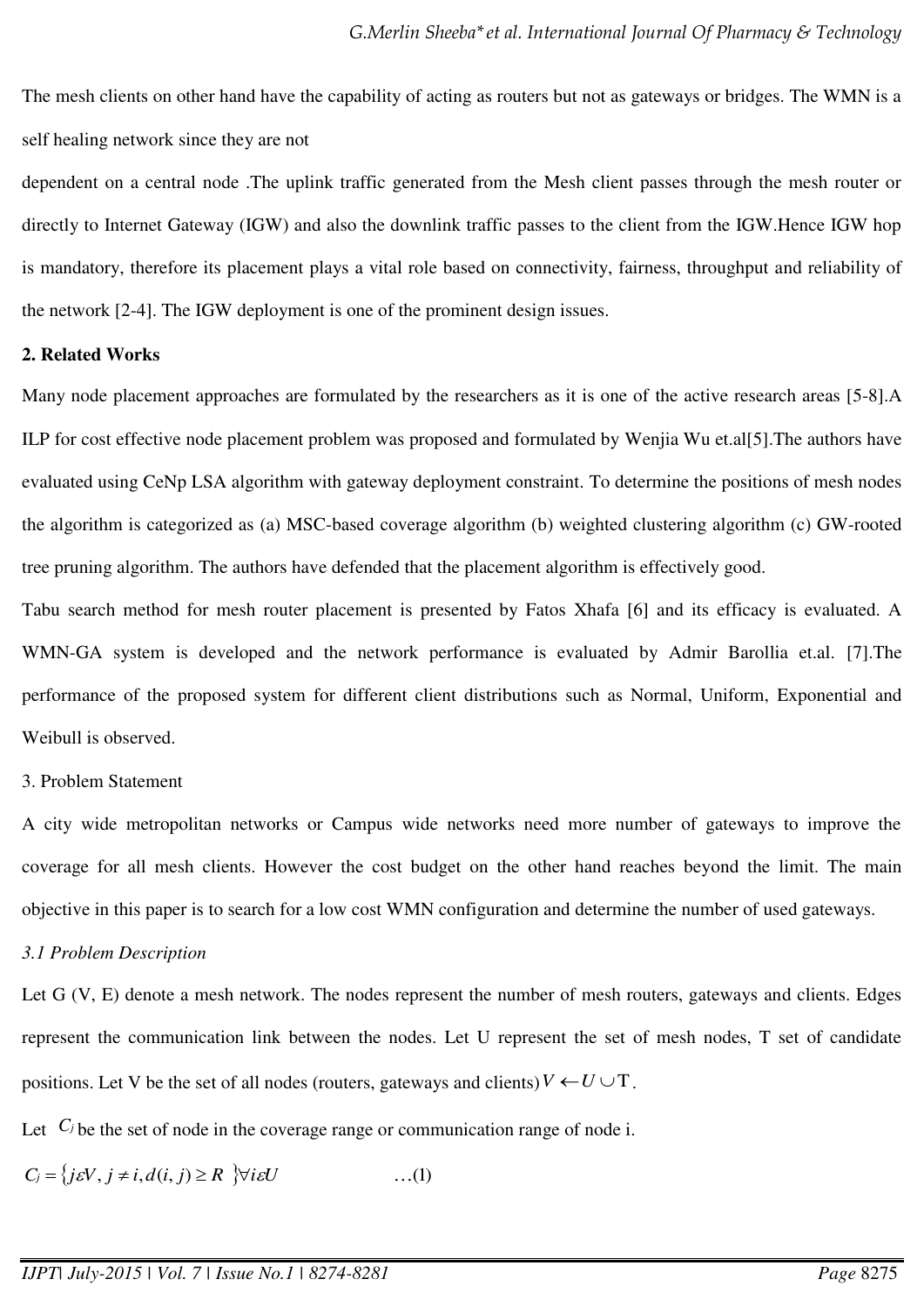The mesh clients on other hand have the capability of acting as routers but not as gateways or bridges. The WMN is a self healing network since they are not

dependent on a central node .The uplink traffic generated from the Mesh client passes through the mesh router or directly to Internet Gateway (IGW) and also the downlink traffic passes to the client from the IGW.Hence IGW hop is mandatory, therefore its placement plays a vital role based on connectivity, fairness, throughput and reliability of the network [2-4]. The IGW deployment is one of the prominent design issues.

## 2. Related Works

Many node placement approaches are formulated by the researchers as it is one of the active research areas [5-8].A ILP for cost effective node placement problem was proposed and formulated by Wenjia Wu et.al[5].The authors have evaluated using CeNp LSA algorithm with gateway deployment constraint. To determine the positions of mesh nodes the algorithm is categorized as (a) MSC-based coverage algorithm (b) weighted clustering algorithm (c) GW-rooted tree pruning algorithm. The authors have defended that the placement algorithm is effectively good.

Tabu search method for mesh router placement is presented by Fatos Xhafa [6] and its efficacy is evaluated. A WMN-GA system is developed and the network performance is evaluated by Admir Barollia et.al. [7].The performance of the proposed system for different client distributions such as Normal, Uniform, Exponential and Weibull is observed.

## 3. Problem Statement

A city wide metropolitan networks or Campus wide networks need more number of gateways to improve the coverage for all mesh clients. However the cost budget on the other hand reaches beyond the limit. The main objective in this paper is to search for a low cost WMN configuration and determine the number of used gateways.

### *3.1 Problem Description*

Let G (V, E) denote a mesh network. The nodes represent the number of mesh routers, gateways and clients. Edges represent the communication link between the nodes. Let U represent the set of mesh nodes, T set of candidate positions. Let V be the set of all nodes (routers, gateways and clients) $V \leftarrow U \cup T$.

Let $C_j$ be the set of node in the coverage range or communication range of node i.

$$C_j = \{ j \varepsilon V, j \neq i, d(i, j) \geq R \} \forall i \varepsilon U \qquad \ldots(1)$$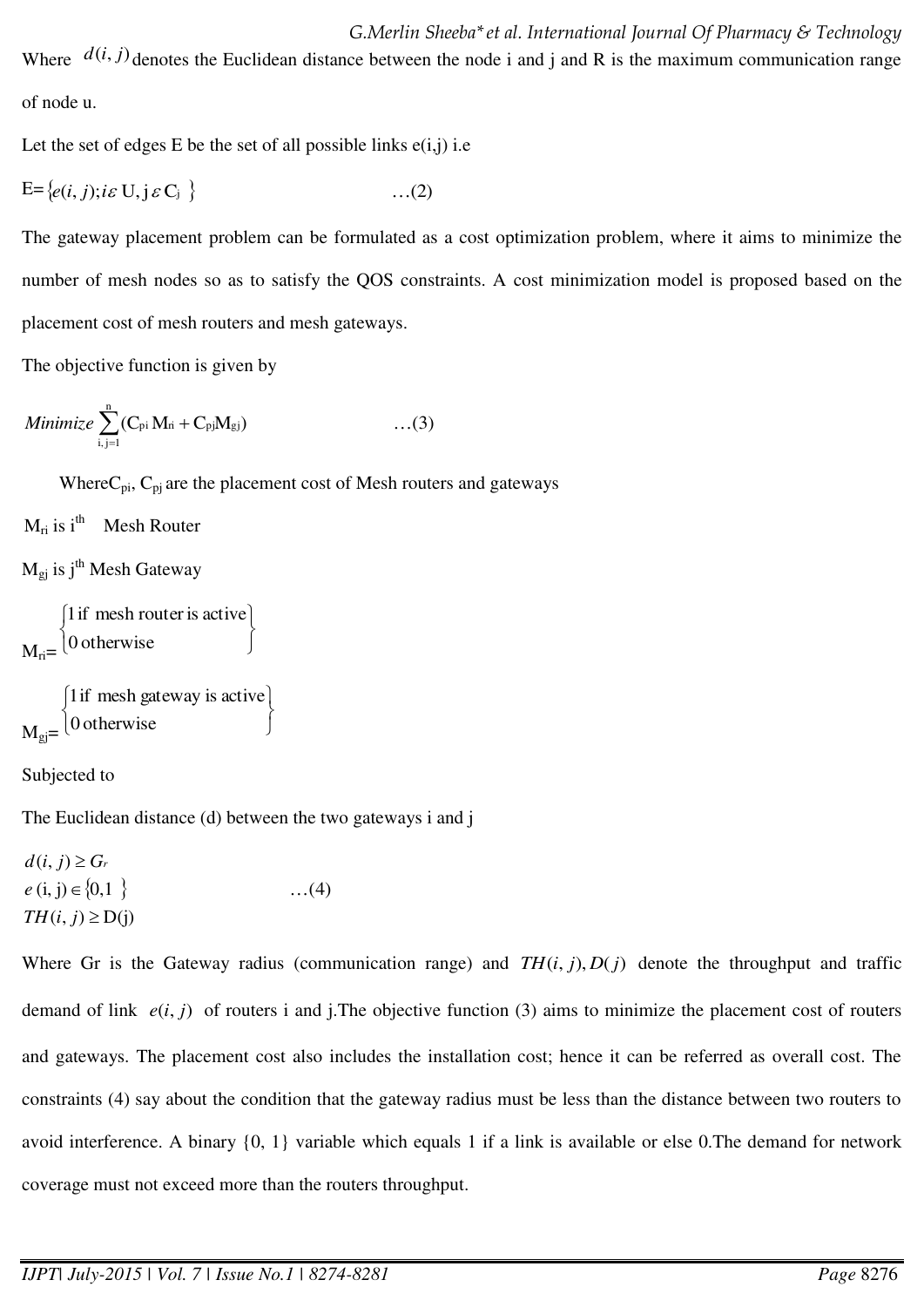Where $d(i, j)$ denotes the Euclidean distance between the node i and j and R is the maximum communication range of node u.

Let the set of edges E be the set of all possible links e(i,j) i.e

$$E=\{e(i, j); i \varepsilon \text{ U}, \text{j} \varepsilon \text{ C}_\text{j} \} \quad \ldots(2)$$

The gateway placement problem can be formulated as a cost optimization problem, where it aims to minimize the number of mesh nodes so as to satisfy the QOS constraints. A cost minimization model is proposed based on the placement cost of mesh routers and mesh gateways.

The objective function is given by

$$Minimize \sum_{i,j=1}^{n} (C_{pi} M_{ri} + C_{pj} M_{gj}) \quad \ldots(3)$$

Where $C_{pi}$, $C_{pj}$ are the placement cost of Mesh routers and gateways

$M_{ri}$ is $i^{th}$ Mesh Router

$M_{gj}$ is $j^{th}$ Mesh Gateway

$$M_{ri}= \begin{cases} 1 \text{ if mesh router is active} \\ 0 \text{ otherwise} \end{cases}$$

$$M_{gj}= \begin{cases} 1 \text{ if mesh gateway is active} \\ 0 \text{ otherwise} \end{cases}$$

Subjected to

The Euclidean distance (d) between the two gateways i and j

$$\begin{aligned} & d(i, j) \geq G_r \\ & e(i, j) \in \{0,1\} \quad \ldots(4) \\ & TH(i, j) \geq D(j) \end{aligned}$$

Where Gr is the Gateway radius (communication range) and $TH(i, j), D(j)$ denote the throughput and traffic demand of link $e(i, j)$ of routers i and j.The objective function (3) aims to minimize the placement cost of routers and gateways. The placement cost also includes the installation cost; hence it can be referred as overall cost. The constraints (4) say about the condition that the gateway radius must be less than the distance between two routers to avoid interference. A binary {0, 1} variable which equals 1 if a link is available or else 0.The demand for network coverage must not exceed more than the routers throughput.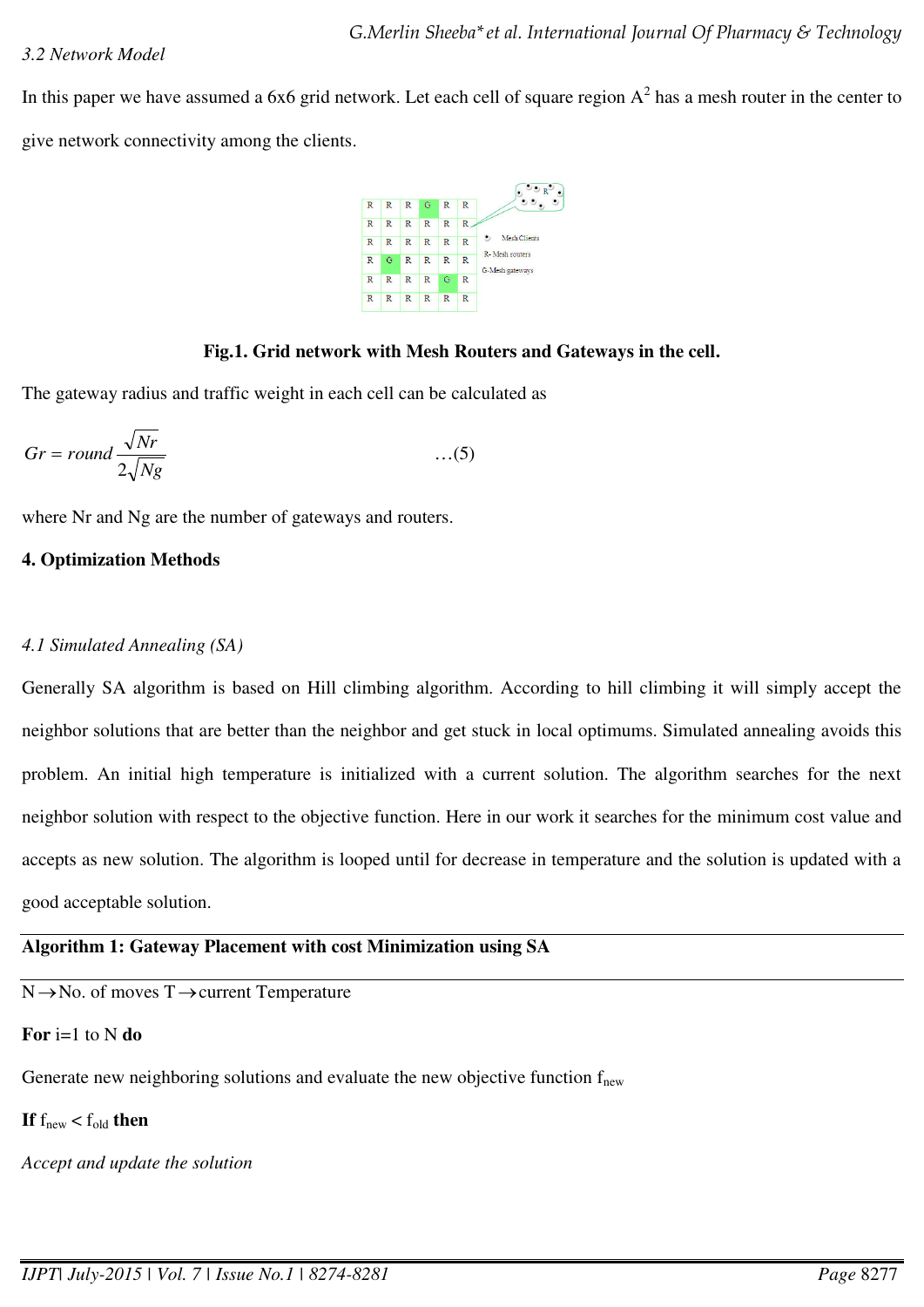*3.2 Network Model*

In this paper we have assumed a 6x6 grid network. Let each cell of square region $A^2$ has a mesh router in the center to give network connectivity among the clients.

**Fig.1. Grid network with Mesh Routers and Gateways in the cell.**

The gateway radius and traffic weight in each cell can be calculated as

$$Gr = round\frac{\sqrt{Nr}}{2\sqrt{Ng}} \qquad \ldots(5)$$

where Nr and Ng are the number of gateways and routers.

## 4. Optimization Methods

### *4.1 Simulated Annealing (SA)*

Generally SA algorithm is based on Hill climbing algorithm. According to hill climbing it will simply accept the neighbor solutions that are better than the neighbor and get stuck in local optimums. Simulated annealing avoids this problem. An initial high temperature is initialized with a current solution. The algorithm searches for the next neighbor solution with respect to the objective function. Here in our work it searches for the minimum cost value and accepts as new solution. The algorithm is looped until for decrease in temperature and the solution is updated with a good acceptable solution.

**Algorithm 1: Gateway Placement with cost Minimization using SA**

N $\rightarrow$ No. of moves T $\rightarrow$ current Temperature

**For** i=1 to N **do**

Generate new neighboring solutions and evaluate the new objective function $f_{new}$

**If** $f_{new} < f_{old}$ **then**

*Accept and update the solution*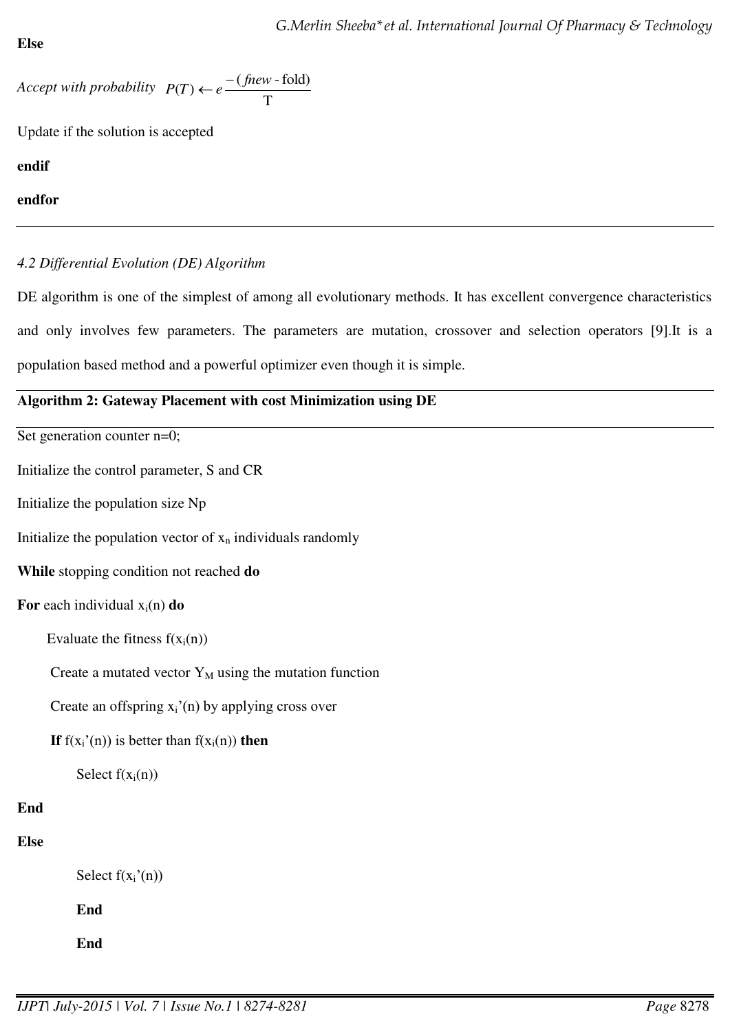**Else**

*Accept with probability* $P(T) \leftarrow e \frac{-(fnew - \text{fold})}{\text{T}}$

Update if the solution is accepted

**endif**

**endfor**

---

*4.2 Differential Evolution (DE) Algorithm*

DE algorithm is one of the simplest of among all evolutionary methods. It has excellent convergence characteristics and only involves few parameters. The parameters are mutation, crossover and selection operators [9].It is a population based method and a powerful optimizer even though it is simple.

---

**Algorithm 2: Gateway Placement with cost Minimization using DE**

---

Set generation counter n=0;

Initialize the control parameter, S and CR

Initialize the population size Np

Initialize the population vector of $x_n$ individuals randomly

**While** stopping condition not reached **do**

**For** each individual $x_i(n)$ **do**

Evaluate the fitness $f(x_i(n))$

Create a mutated vector $Y_M$ using the mutation function

Create an offspring $x_i'(n)$ by applying cross over

**If** $f(x_i'(n))$ is better than $f(x_i(n))$ **then**

Select $f(x_i(n))$

**End**

**Else**

Select $f(x_i'(n))$

**End**

**End**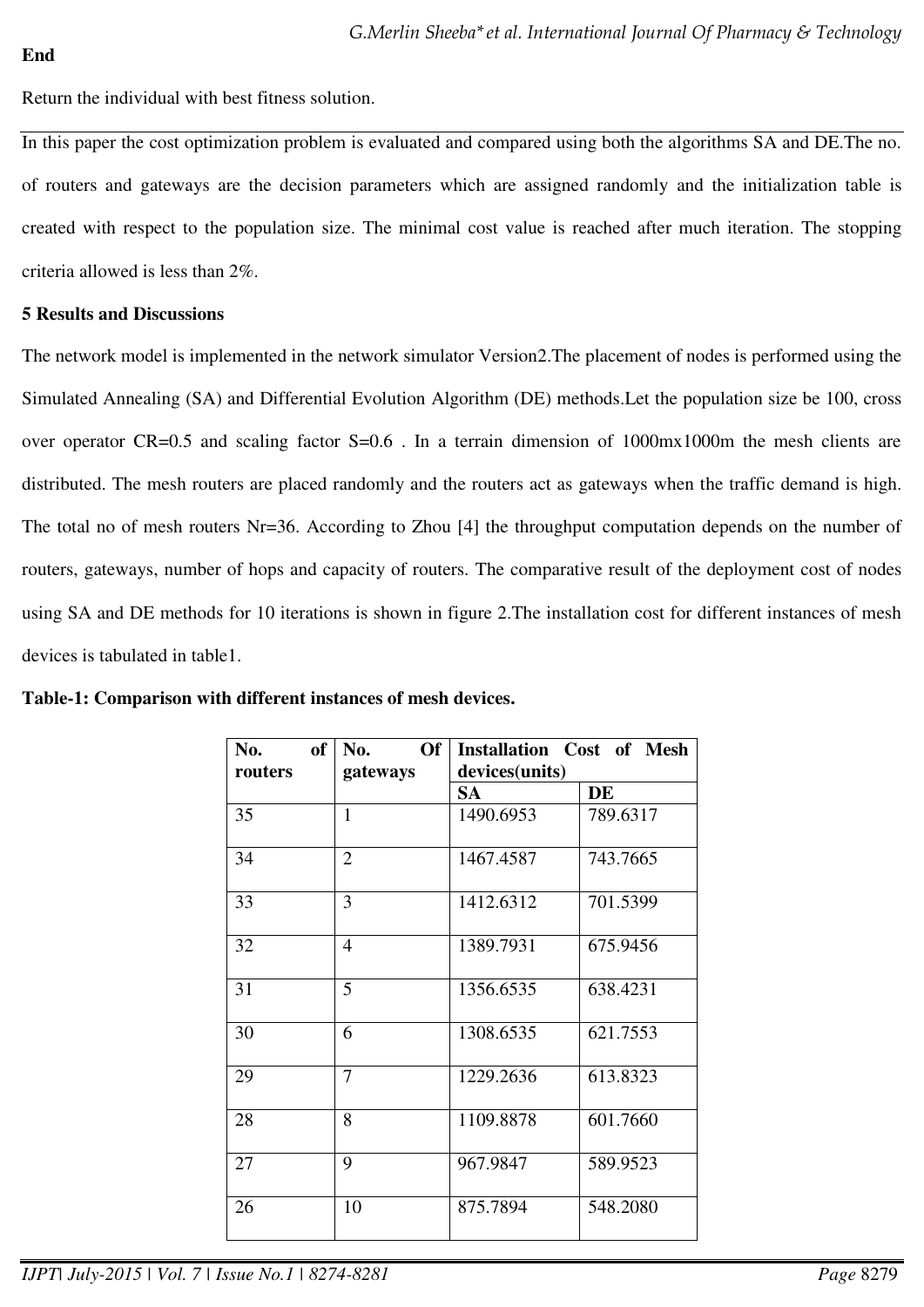**End**

Return the individual with best fitness solution.

In this paper the cost optimization problem is evaluated and compared using both the algorithms SA and DE.The no. of routers and gateways are the decision parameters which are assigned randomly and the initialization table is created with respect to the population size. The minimal cost value is reached after much iteration. The stopping criteria allowed is less than 2%.

**5 Results and Discussions**

The network model is implemented in the network simulator Version2.The placement of nodes is performed using the Simulated Annealing (SA) and Differential Evolution Algorithm (DE) methods.Let the population size be 100, cross over operator CR=0.5 and scaling factor S=0.6 . In a terrain dimension of 1000mx1000m the mesh clients are distributed. The mesh routers are placed randomly and the routers act as gateways when the traffic demand is high. The total no of mesh routers Nr=36. According to Zhou [4] the throughput computation depends on the number of routers, gateways, number of hops and capacity of routers. The comparative result of the deployment cost of nodes using SA and DE methods for 10 iterations is shown in figure 2.The installation cost for different instances of mesh devices is tabulated in table1.

**Table-1: Comparison with different instances of mesh devices.**

| No. of routers | No. Of gateways | Installation Cost of Mesh devices(units) | |
|---|---|---|---|
| | | SA | DE |
| 35 | 1 | 1490.6953 | 789.6317 |
| 34 | 2 | 1467.4587 | 743.7665 |
| 33 | 3 | 1412.6312 | 701.5399 |
| 32 | 4 | 1389.7931 | 675.9456 |
| 31 | 5 | 1356.6535 | 638.4231 |
| 30 | 6 | 1308.6535 | 621.7553 |
| 29 | 7 | 1229.2636 | 613.8323 |
| 28 | 8 | 1109.8878 | 601.7660 |
| 27 | 9 | 967.9847 | 589.9523 |
| 26 | 10 | 875.7894 | 548.2080 |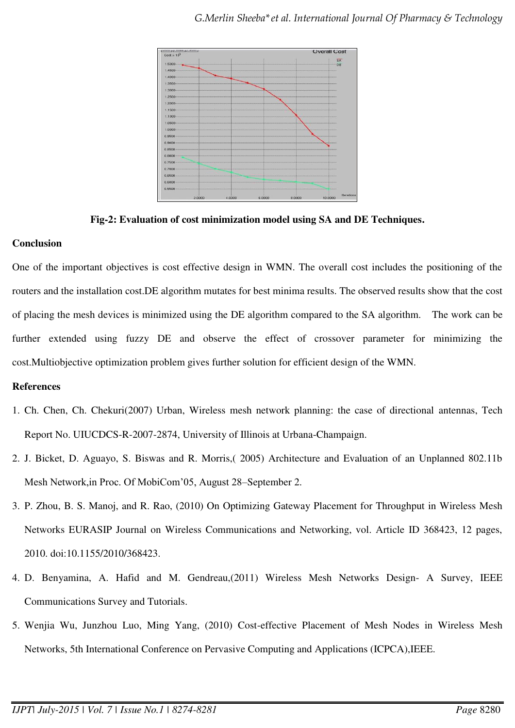Fig-2: Evaluation of cost minimization model using SA and DE Techniques.

## Conclusion

One of the important objectives is cost effective design in WMN. The overall cost includes the positioning of the routers and the installation cost.DE algorithm mutates for best minima results. The observed results show that the cost of placing the mesh devices is minimized using the DE algorithm compared to the SA algorithm. The work can be further extended using fuzzy DE and observe the effect of crossover parameter for minimizing the cost.Multiobjective optimization problem gives further solution for efficient design of the WMN.

## References

1. Ch. Chen, Ch. Chekuri(2007) Urban, Wireless mesh network planning: the case of directional antennas, Tech Report No. UIUCDCS-R-2007-2874, University of Illinois at Urbana-Champaign.
2. J. Bicket, D. Aguayo, S. Biswas and R. Morris,( 2005) Architecture and Evaluation of an Unplanned 802.11b Mesh Network,in Proc. Of MobiCom'05, August 28–September 2.
3. P. Zhou, B. S. Manoj, and R. Rao, (2010) On Optimizing Gateway Placement for Throughput in Wireless Mesh Networks EURASIP Journal on Wireless Communications and Networking, vol. Article ID 368423, 12 pages, 2010. doi:10.1155/2010/368423.
4. D. Benyamina, A. Hafid and M. Gendreau,(2011) Wireless Mesh Networks Design- A Survey, IEEE Communications Survey and Tutorials.
5. Wenjia Wu, Junzhou Luo, Ming Yang, (2010) Cost-effective Placement of Mesh Nodes in Wireless Mesh Networks, 5th International Conference on Pervasive Computing and Applications (ICPCA),IEEE.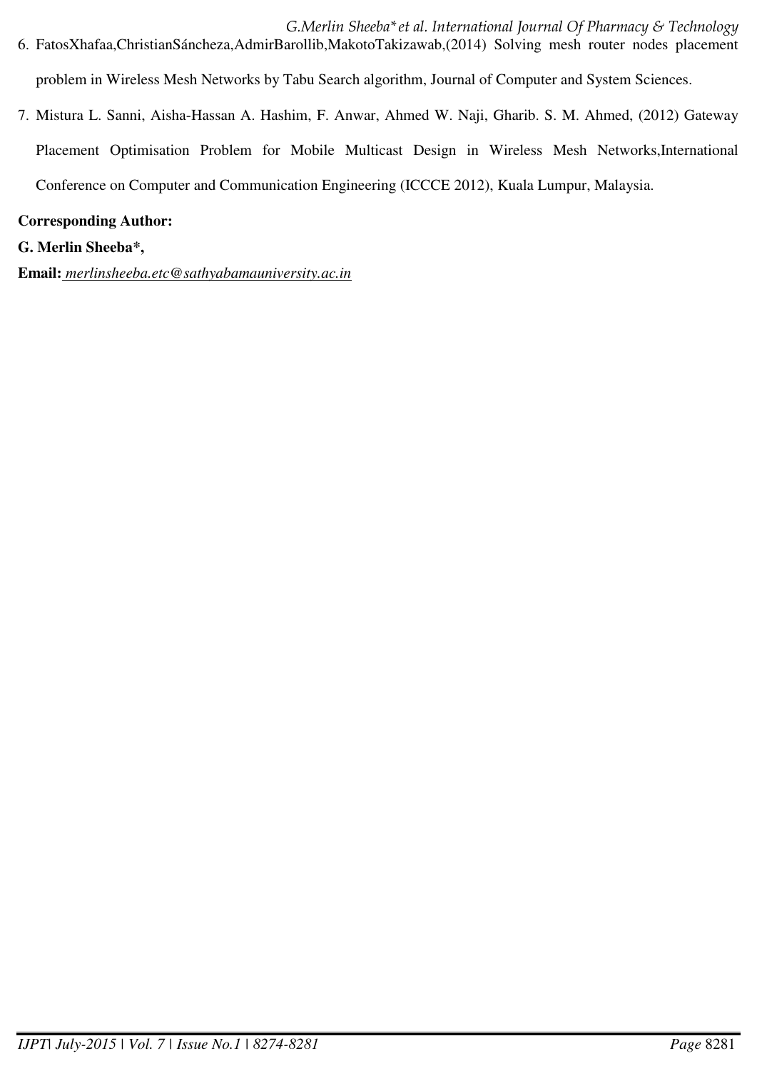6. FatosXhafaa,ChristianSáncheza,AdmirBarollib,MakotoTakizawab,(2014) Solving mesh router nodes placement problem in Wireless Mesh Networks by Tabu Search algorithm, Journal of Computer and System Sciences.
7. Mistura L. Sanni, Aisha-Hassan A. Hashim, F. Anwar, Ahmed W. Naji, Gharib. S. M. Ahmed, (2012) Gateway Placement Optimisation Problem for Mobile Multicast Design in Wireless Mesh Networks,International Conference on Computer and Communication Engineering (ICCCE 2012), Kuala Lumpur, Malaysia.

**Corresponding Author:**

**G. Merlin Sheeba\*,**

**Email:** *merlinsheeba.etc@sathyabamauniversity.ac.in*